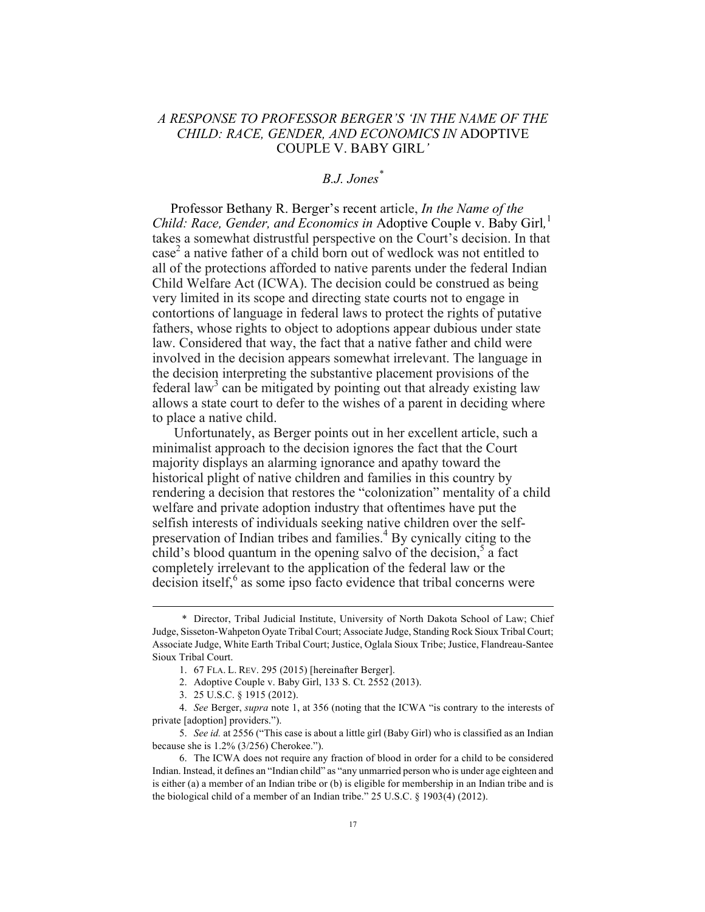# *A RESPONSE TO PROFESSOR BERGER'S 'IN THE NAME OF THE CHILD: RACE, GENDER, AND ECONOMICS IN* ADOPTIVE COUPLE V. BABY GIRL*'*

*B.J. Jones*[*]

Professor Bethany R. Berger's recent article, *In the Name of the Child: Race, Gender, and Economics in* Adoptive Couple v. Baby Girl*,*[1] takes a somewhat distrustful perspective on the Court's decision. In that case[2] a native father of a child born out of wedlock was not entitled to all of the protections afforded to native parents under the federal Indian Child Welfare Act (ICWA). The decision could be construed as being very limited in its scope and directing state courts not to engage in contortions of language in federal laws to protect the rights of putative fathers, whose rights to object to adoptions appear dubious under state law. Considered that way, the fact that a native father and child were involved in the decision appears somewhat irrelevant. The language in the decision interpreting the substantive placement provisions of the federal law[3] can be mitigated by pointing out that already existing law allows a state court to defer to the wishes of a parent in deciding where to place a native child.

Unfortunately, as Berger points out in her excellent article, such a minimalist approach to the decision ignores the fact that the Court majority displays an alarming ignorance and apathy toward the historical plight of native children and families in this country by rendering a decision that restores the "colonization" mentality of a child welfare and private adoption industry that oftentimes have put the selfish interests of individuals seeking native children over the self-preservation of Indian tribes and families.[4] By cynically citing to the child's blood quantum in the opening salvo of the decision,[5] a fact completely irrelevant to the application of the federal law or the decision itself,[6] as some ipso facto evidence that tribal concerns were

---

\* Director, Tribal Judicial Institute, University of North Dakota School of Law; Chief Judge, Sisseton-Wahpeton Oyate Tribal Court; Associate Judge, Standing Rock Sioux Tribal Court; Associate Judge, White Earth Tribal Court; Justice, Oglala Sioux Tribe; Justice, Flandreau-Santee Sioux Tribal Court.

1. 67 FLA. L. REV. 295 (2015) [hereinafter Berger].

2. Adoptive Couple v. Baby Girl, 133 S. Ct. 2552 (2013).

3. 25 U.S.C. § 1915 (2012).

4. *See* Berger, *supra* note 1, at 356 (noting that the ICWA "is contrary to the interests of private [adoption] providers.").

5. *See id.* at 2556 ("This case is about a little girl (Baby Girl) who is classified as an Indian because she is 1.2% (3/256) Cherokee.").

6. The ICWA does not require any fraction of blood in order for a child to be considered Indian. Instead, it defines an "Indian child" as "any unmarried person who is under age eighteen and is either (a) a member of an Indian tribe or (b) is eligible for membership in an Indian tribe and is the biological child of a member of an Indian tribe." 25 U.S.C. § 1903(4) (2012).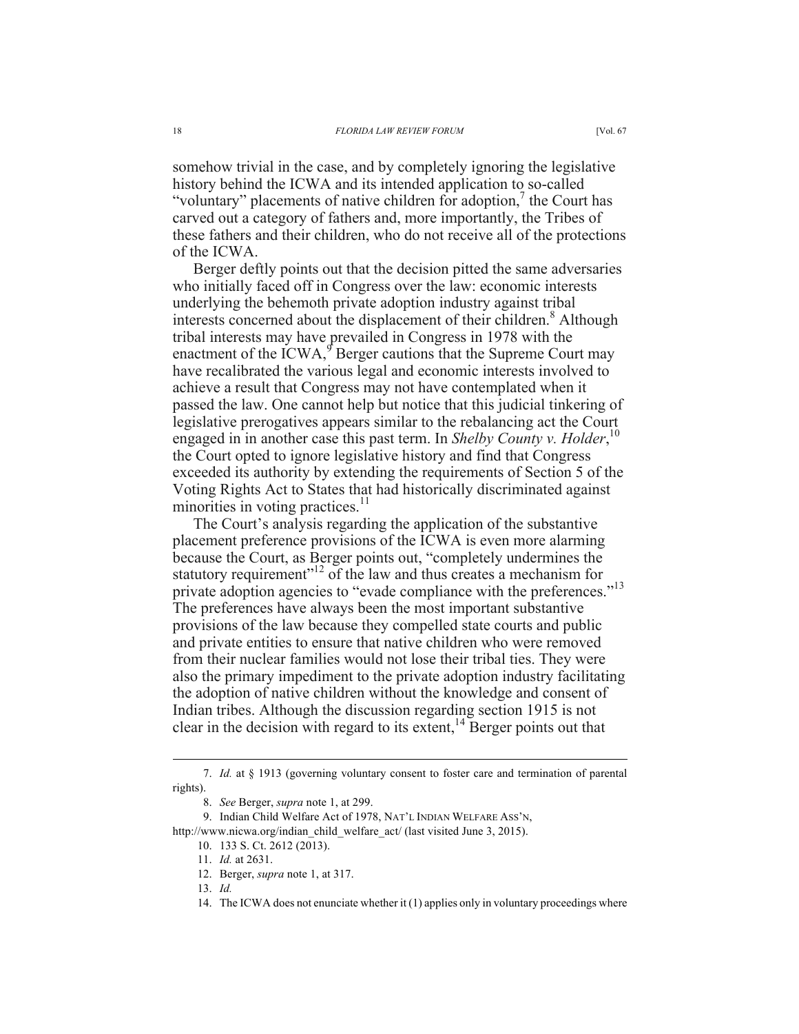somehow trivial in the case, and by completely ignoring the legislative history behind the ICWA and its intended application to so-called "voluntary" placements of native children for adoption,[7] the Court has carved out a category of fathers and, more importantly, the Tribes of these fathers and their children, who do not receive all of the protections of the ICWA.

Berger deftly points out that the decision pitted the same adversaries who initially faced off in Congress over the law: economic interests underlying the behemoth private adoption industry against tribal interests concerned about the displacement of their children.[8] Although tribal interests may have prevailed in Congress in 1978 with the enactment of the ICWA,[9] Berger cautions that the Supreme Court may have recalibrated the various legal and economic interests involved to achieve a result that Congress may not have contemplated when it passed the law. One cannot help but notice that this judicial tinkering of legislative prerogatives appears similar to the rebalancing act the Court engaged in in another case this past term. In *Shelby County v. Holder*,[10] the Court opted to ignore legislative history and find that Congress exceeded its authority by extending the requirements of Section 5 of the Voting Rights Act to States that had historically discriminated against minorities in voting practices.[11]

The Court's analysis regarding the application of the substantive placement preference provisions of the ICWA is even more alarming because the Court, as Berger points out, "completely undermines the statutory requirement"[12] of the law and thus creates a mechanism for private adoption agencies to "evade compliance with the preferences."[13] The preferences have always been the most important substantive provisions of the law because they compelled state courts and public and private entities to ensure that native children who were removed from their nuclear families would not lose their tribal ties. They were also the primary impediment to the private adoption industry facilitating the adoption of native children without the knowledge and consent of Indian tribes. Although the discussion regarding section 1915 is not clear in the decision with regard to its extent,[14] Berger points out that

---

7. *Id.* at § 1913 (governing voluntary consent to foster care and termination of parental rights).

8. *See* Berger, *supra* note 1, at 299.

9. Indian Child Welfare Act of 1978, NAT'L INDIAN WELFARE ASS'N, http://www.nicwa.org/indian_child_welfare_act/ (last visited June 3, 2015).

10. 133 S. Ct. 2612 (2013).

11. *Id.* at 2631.

12. Berger, *supra* note 1, at 317.

13. *Id.*

14. The ICWA does not enunciate whether it (1) applies only in voluntary proceedings where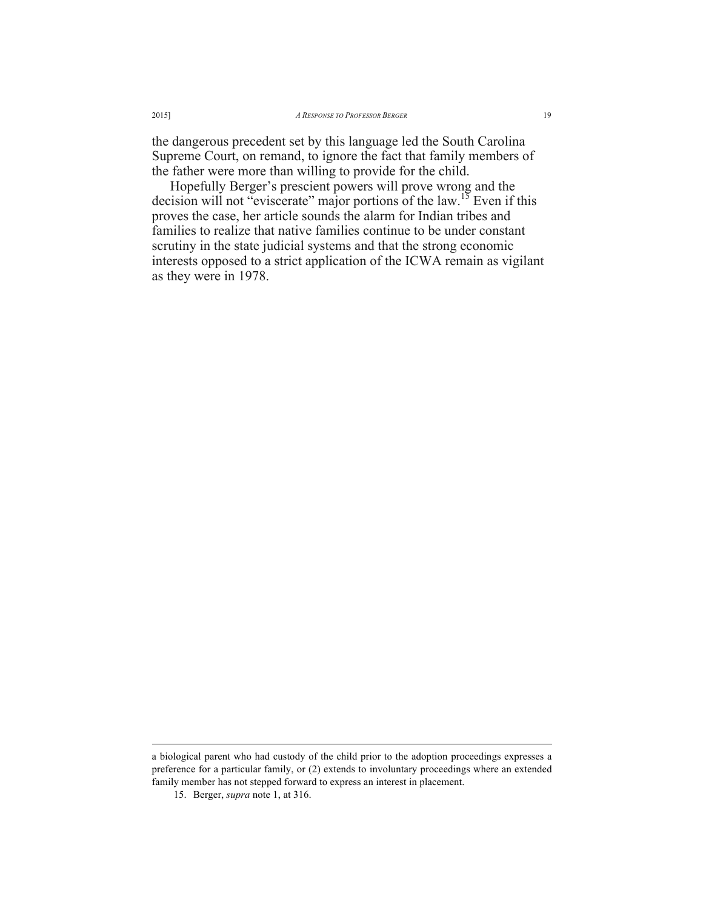the dangerous precedent set by this language led the South Carolina Supreme Court, on remand, to ignore the fact that family members of the father were more than willing to provide for the child.

Hopefully Berger's prescient powers will prove wrong and the decision will not "eviscerate" major portions of the law.[15] Even if this proves the case, her article sounds the alarm for Indian tribes and families to realize that native families continue to be under constant scrutiny in the state judicial systems and that the strong economic interests opposed to a strict application of the ICWA remain as vigilant as they were in 1978.

---

a biological parent who had custody of the child prior to the adoption proceedings expresses a preference for a particular family, or (2) extends to involuntary proceedings where an extended family member has not stepped forward to express an interest in placement.

15. Berger, *supra* note 1, at 316.